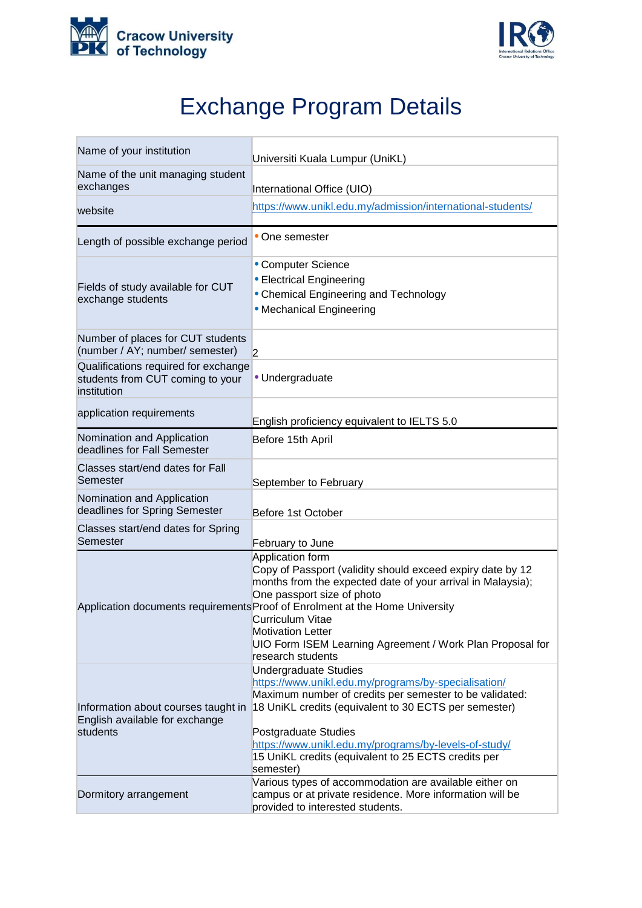# Exchange Program Details

| | |
|---|---|
| Name of your institution | Universiti Kuala Lumpur (UniKL) |
| Name of the unit managing student exchanges | International Office (UIO) |
| website | https://www.unikl.edu.my/admission/international-students/ |
| Length of possible exchange period | • One semester |
| Fields of study available for CUT exchange students | • Computer Science<br>• Electrical Engineering<br>• Chemical Engineering and Technology<br>• Mechanical Engineering |
| Number of places for CUT students (number / AY; number/ semester) | 2 |
| Qualifications required for exchange students from CUT coming to your institution | • Undergraduate |
| application requirements | English proficiency equivalent to IELTS 5.0 |
| Nomination and Application deadlines for Fall Semester | Before 15th April |
| Classes start/end dates for Fall Semester | September to February |
| Nomination and Application deadlines for Spring Semester | Before 1st October |
| Classes start/end dates for Spring Semester | February to June |
| Application documents requirements | Application form<br>Copy of Passport (validity should exceed expiry date by 12 months from the expected date of your arrival in Malaysia);<br>One passport size of photo<br>Proof of Enrolment at the Home University<br>Curriculum Vitae<br>Motivation Letter<br>UIO Form ISEM Learning Agreement / Work Plan Proposal for research students |
| Information about courses taught in English available for exchange students | Undergraduate Studies<br>https://www.unikl.edu.my/programs/by-specialisation/<br>Maximum number of credits per semester to be validated: 18 UniKL credits (equivalent to 30 ECTS per semester)<br><br>Postgraduate Studies<br>https://www.unikl.edu.my/programs/by-levels-of-study/<br>15 UniKL credits (equivalent to 25 ECTS credits per semester) |
| Dormitory arrangement | Various types of accommodation are available either on campus or at private residence. More information will be provided to interested students. |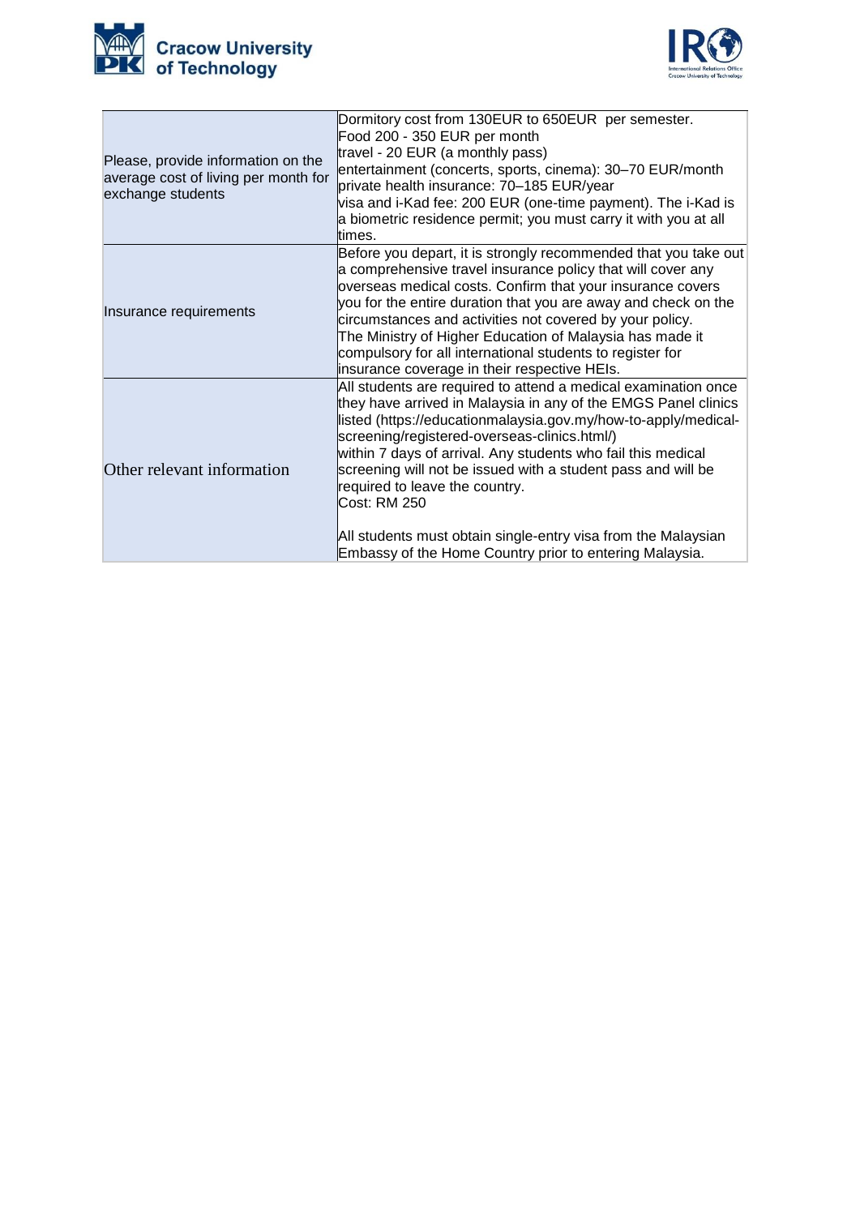| | |
|---|---|
| Please, provide information on the average cost of living per month for exchange students | Dormitory cost from 130EUR to 650EUR per semester.<br>Food 200 - 350 EUR per month<br>travel - 20 EUR (a monthly pass)<br>entertainment (concerts, sports, cinema): 30–70 EUR/month<br>private health insurance: 70–185 EUR/year<br>visa and i-Kad fee: 200 EUR (one-time payment). The i-Kad is a biometric residence permit; you must carry it with you at all times. |
| Insurance requirements | Before you depart, it is strongly recommended that you take out a comprehensive travel insurance policy that will cover any overseas medical costs. Confirm that your insurance covers you for the entire duration that you are away and check on the circumstances and activities not covered by your policy.<br>The Ministry of Higher Education of Malaysia has made it compulsory for all international students to register for insurance coverage in their respective HEIs. |
| Other relevant information | All students are required to attend a medical examination once they have arrived in Malaysia in any of the EMGS Panel clinics listed (https://educationmalaysia.gov.my/how-to-apply/medical-screening/registered-overseas-clinics.html/)<br>within 7 days of arrival. Any students who fail this medical screening will not be issued with a student pass and will be required to leave the country.<br>Cost: RM 250<br><br>All students must obtain single-entry visa from the Malaysian Embassy of the Home Country prior to entering Malaysia. |